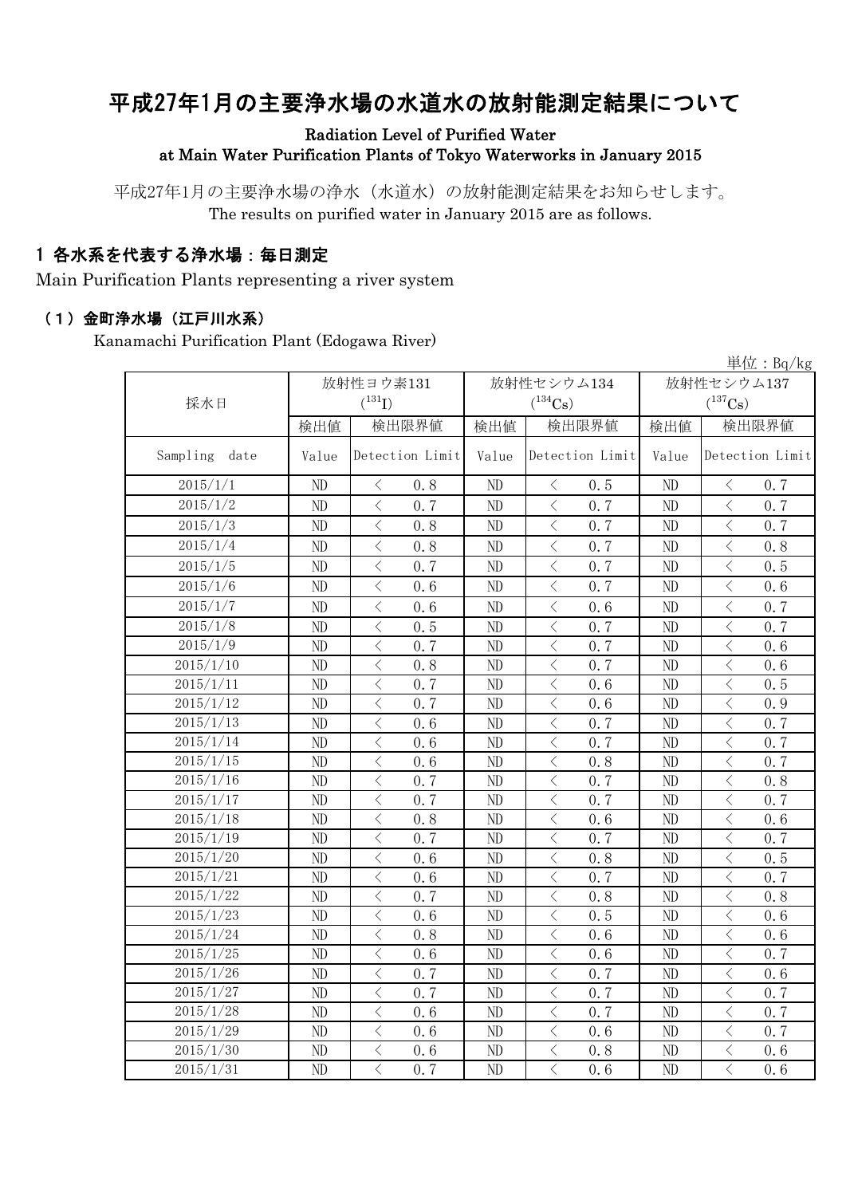# 平成27年1月の主要浄水場の水道水の放射能測定結果について

Radiation Level of Purified Water
at Main Water Purification Plants of Tokyo Waterworks in January 2015

平成27年1月の主要浄水場の浄水（水道水）の放射能測定結果をお知らせします。
The results on purified water in January 2015 are as follows.

## 1 各水系を代表する浄水場：毎日測定

Main Purification Plants representing a river system

### （1）金町浄水場（江戸川水系）

Kanamachi Purification Plant (Edogawa River)

単位：Bq/kg

| 採水日 | 放射性ヨウ素131 ($^{131}$I) | | 放射性セシウム134 ($^{134}$Cs) | | 放射性セシウム137 ($^{137}$Cs) | |
|---|---|---|---|---|---|---|
| | 検出値 | 検出限界値 | 検出値 | 検出限界値 | 検出値 | 検出限界値 |
| Sampling date | Value | Detection Limit | Value | Detection Limit | Value | Detection Limit |
| 2015/1/1 | ND | ＜ 0.8 | ND | ＜ 0.5 | ND | ＜ 0.7 |
| 2015/1/2 | ND | ＜ 0.7 | ND | ＜ 0.7 | ND | ＜ 0.7 |
| 2015/1/3 | ND | ＜ 0.8 | ND | ＜ 0.7 | ND | ＜ 0.7 |
| 2015/1/4 | ND | ＜ 0.8 | ND | ＜ 0.7 | ND | ＜ 0.8 |
| 2015/1/5 | ND | ＜ 0.7 | ND | ＜ 0.7 | ND | ＜ 0.5 |
| 2015/1/6 | ND | ＜ 0.6 | ND | ＜ 0.7 | ND | ＜ 0.6 |
| 2015/1/7 | ND | ＜ 0.6 | ND | ＜ 0.6 | ND | ＜ 0.7 |
| 2015/1/8 | ND | ＜ 0.5 | ND | ＜ 0.7 | ND | ＜ 0.7 |
| 2015/1/9 | ND | ＜ 0.7 | ND | ＜ 0.7 | ND | ＜ 0.6 |
| 2015/1/10 | ND | ＜ 0.8 | ND | ＜ 0.7 | ND | ＜ 0.6 |
| 2015/1/11 | ND | ＜ 0.7 | ND | ＜ 0.6 | ND | ＜ 0.5 |
| 2015/1/12 | ND | ＜ 0.7 | ND | ＜ 0.6 | ND | ＜ 0.9 |
| 2015/1/13 | ND | ＜ 0.6 | ND | ＜ 0.7 | ND | ＜ 0.7 |
| 2015/1/14 | ND | ＜ 0.6 | ND | ＜ 0.7 | ND | ＜ 0.7 |
| 2015/1/15 | ND | ＜ 0.6 | ND | ＜ 0.8 | ND | ＜ 0.7 |
| 2015/1/16 | ND | ＜ 0.7 | ND | ＜ 0.7 | ND | ＜ 0.8 |
| 2015/1/17 | ND | ＜ 0.7 | ND | ＜ 0.7 | ND | ＜ 0.7 |
| 2015/1/18 | ND | ＜ 0.8 | ND | ＜ 0.6 | ND | ＜ 0.6 |
| 2015/1/19 | ND | ＜ 0.7 | ND | ＜ 0.7 | ND | ＜ 0.7 |
| 2015/1/20 | ND | ＜ 0.6 | ND | ＜ 0.8 | ND | ＜ 0.5 |
| 2015/1/21 | ND | ＜ 0.6 | ND | ＜ 0.7 | ND | ＜ 0.7 |
| 2015/1/22 | ND | ＜ 0.7 | ND | ＜ 0.8 | ND | ＜ 0.8 |
| 2015/1/23 | ND | ＜ 0.6 | ND | ＜ 0.5 | ND | ＜ 0.6 |
| 2015/1/24 | ND | ＜ 0.8 | ND | ＜ 0.6 | ND | ＜ 0.6 |
| 2015/1/25 | ND | ＜ 0.6 | ND | ＜ 0.6 | ND | ＜ 0.7 |
| 2015/1/26 | ND | ＜ 0.7 | ND | ＜ 0.7 | ND | ＜ 0.6 |
| 2015/1/27 | ND | ＜ 0.7 | ND | ＜ 0.7 | ND | ＜ 0.7 |
| 2015/1/28 | ND | ＜ 0.6 | ND | ＜ 0.7 | ND | ＜ 0.7 |
| 2015/1/29 | ND | ＜ 0.6 | ND | ＜ 0.6 | ND | ＜ 0.7 |
| 2015/1/30 | ND | ＜ 0.6 | ND | ＜ 0.8 | ND | ＜ 0.6 |
| 2015/1/31 | ND | ＜ 0.7 | ND | ＜ 0.6 | ND | ＜ 0.6 |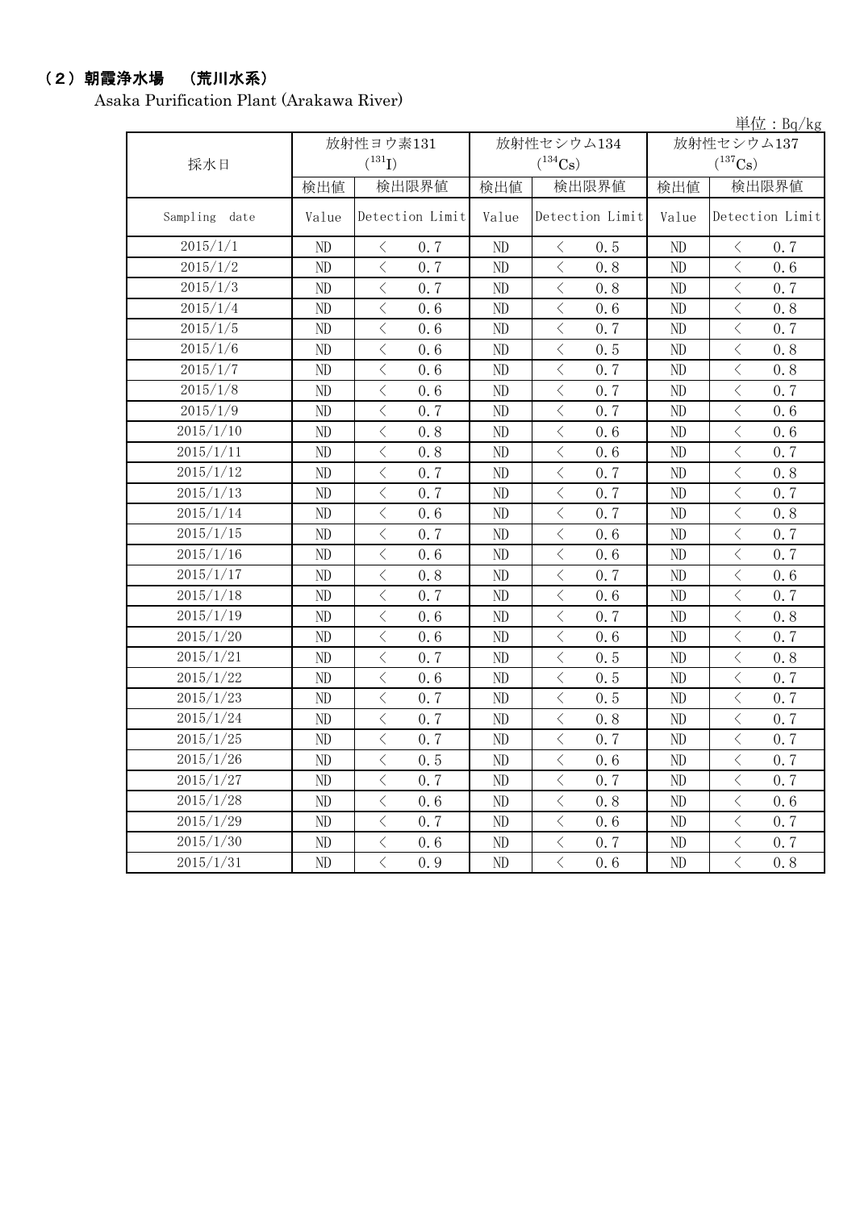## （2）朝霞浄水場　（荒川水系）

Asaka Purification Plant (Arakawa River)

単位：Bq/kg

| 採水日 | 放射性ヨウ素131 ($^{131}$I) | | 放射性セシウム134 ($^{134}$Cs) | | 放射性セシウム137 ($^{137}$Cs) | |
|---|---|---|---|---|---|---|
| | 検出値 | 検出限界値 | 検出値 | 検出限界値 | 検出値 | 検出限界値 |
| Sampling date | Value | Detection Limit | Value | Detection Limit | Value | Detection Limit |
| 2015/1/1 | ND | ＜ 0.7 | ND | ＜ 0.5 | ND | ＜ 0.7 |
| 2015/1/2 | ND | ＜ 0.7 | ND | ＜ 0.8 | ND | ＜ 0.6 |
| 2015/1/3 | ND | ＜ 0.7 | ND | ＜ 0.8 | ND | ＜ 0.7 |
| 2015/1/4 | ND | ＜ 0.6 | ND | ＜ 0.6 | ND | ＜ 0.8 |
| 2015/1/5 | ND | ＜ 0.6 | ND | ＜ 0.7 | ND | ＜ 0.7 |
| 2015/1/6 | ND | ＜ 0.6 | ND | ＜ 0.5 | ND | ＜ 0.8 |
| 2015/1/7 | ND | ＜ 0.6 | ND | ＜ 0.7 | ND | ＜ 0.8 |
| 2015/1/8 | ND | ＜ 0.6 | ND | ＜ 0.7 | ND | ＜ 0.7 |
| 2015/1/9 | ND | ＜ 0.7 | ND | ＜ 0.7 | ND | ＜ 0.6 |
| 2015/1/10 | ND | ＜ 0.8 | ND | ＜ 0.6 | ND | ＜ 0.6 |
| 2015/1/11 | ND | ＜ 0.8 | ND | ＜ 0.6 | ND | ＜ 0.7 |
| 2015/1/12 | ND | ＜ 0.7 | ND | ＜ 0.7 | ND | ＜ 0.8 |
| 2015/1/13 | ND | ＜ 0.7 | ND | ＜ 0.7 | ND | ＜ 0.7 |
| 2015/1/14 | ND | ＜ 0.6 | ND | ＜ 0.7 | ND | ＜ 0.8 |
| 2015/1/15 | ND | ＜ 0.7 | ND | ＜ 0.6 | ND | ＜ 0.7 |
| 2015/1/16 | ND | ＜ 0.6 | ND | ＜ 0.6 | ND | ＜ 0.7 |
| 2015/1/17 | ND | ＜ 0.8 | ND | ＜ 0.7 | ND | ＜ 0.6 |
| 2015/1/18 | ND | ＜ 0.7 | ND | ＜ 0.6 | ND | ＜ 0.7 |
| 2015/1/19 | ND | ＜ 0.6 | ND | ＜ 0.7 | ND | ＜ 0.8 |
| 2015/1/20 | ND | ＜ 0.6 | ND | ＜ 0.6 | ND | ＜ 0.7 |
| 2015/1/21 | ND | ＜ 0.7 | ND | ＜ 0.5 | ND | ＜ 0.8 |
| 2015/1/22 | ND | ＜ 0.6 | ND | ＜ 0.5 | ND | ＜ 0.7 |
| 2015/1/23 | ND | ＜ 0.7 | ND | ＜ 0.5 | ND | ＜ 0.7 |
| 2015/1/24 | ND | ＜ 0.7 | ND | ＜ 0.8 | ND | ＜ 0.7 |
| 2015/1/25 | ND | ＜ 0.7 | ND | ＜ 0.7 | ND | ＜ 0.7 |
| 2015/1/26 | ND | ＜ 0.5 | ND | ＜ 0.6 | ND | ＜ 0.7 |
| 2015/1/27 | ND | ＜ 0.7 | ND | ＜ 0.7 | ND | ＜ 0.7 |
| 2015/1/28 | ND | ＜ 0.6 | ND | ＜ 0.8 | ND | ＜ 0.6 |
| 2015/1/29 | ND | ＜ 0.7 | ND | ＜ 0.6 | ND | ＜ 0.7 |
| 2015/1/30 | ND | ＜ 0.6 | ND | ＜ 0.7 | ND | ＜ 0.7 |
| 2015/1/31 | ND | ＜ 0.9 | ND | ＜ 0.6 | ND | ＜ 0.8 |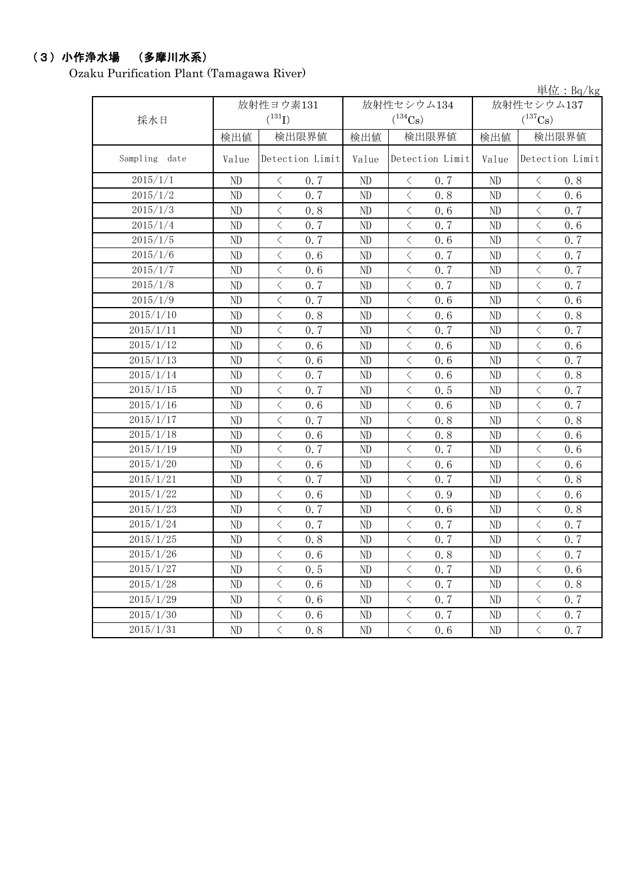## （3）小作浄水場　（多摩川水系）

Ozaku Purification Plant (Tamagawa River)

単位：Bq/kg

| 採水日 | 放射性ヨウ素131 ($^{131}$I) | | 放射性セシウム134 ($^{134}$Cs) | | 放射性セシウム137 ($^{137}$Cs) | |
|---|---|---|---|---|---|---|
| | 検出値 | 検出限界値 | 検出値 | 検出限界値 | 検出値 | 検出限界値 |
| Sampling date | Value | Detection Limit | Value | Detection Limit | Value | Detection Limit |
| 2015/1/1 | ND | < 0.7 | ND | < 0.7 | ND | < 0.8 |
| 2015/1/2 | ND | < 0.7 | ND | < 0.8 | ND | < 0.6 |
| 2015/1/3 | ND | < 0.8 | ND | < 0.6 | ND | < 0.7 |
| 2015/1/4 | ND | < 0.7 | ND | < 0.7 | ND | < 0.6 |
| 2015/1/5 | ND | < 0.7 | ND | < 0.6 | ND | < 0.7 |
| 2015/1/6 | ND | < 0.6 | ND | < 0.7 | ND | < 0.7 |
| 2015/1/7 | ND | < 0.6 | ND | < 0.7 | ND | < 0.7 |
| 2015/1/8 | ND | < 0.7 | ND | < 0.7 | ND | < 0.7 |
| 2015/1/9 | ND | < 0.7 | ND | < 0.6 | ND | < 0.6 |
| 2015/1/10 | ND | < 0.8 | ND | < 0.6 | ND | < 0.8 |
| 2015/1/11 | ND | < 0.7 | ND | < 0.7 | ND | < 0.7 |
| 2015/1/12 | ND | < 0.6 | ND | < 0.6 | ND | < 0.6 |
| 2015/1/13 | ND | < 0.6 | ND | < 0.6 | ND | < 0.7 |
| 2015/1/14 | ND | < 0.7 | ND | < 0.6 | ND | < 0.8 |
| 2015/1/15 | ND | < 0.7 | ND | < 0.5 | ND | < 0.7 |
| 2015/1/16 | ND | < 0.6 | ND | < 0.6 | ND | < 0.7 |
| 2015/1/17 | ND | < 0.7 | ND | < 0.8 | ND | < 0.8 |
| 2015/1/18 | ND | < 0.6 | ND | < 0.8 | ND | < 0.6 |
| 2015/1/19 | ND | < 0.7 | ND | < 0.7 | ND | < 0.6 |
| 2015/1/20 | ND | < 0.6 | ND | < 0.6 | ND | < 0.6 |
| 2015/1/21 | ND | < 0.7 | ND | < 0.7 | ND | < 0.8 |
| 2015/1/22 | ND | < 0.6 | ND | < 0.9 | ND | < 0.6 |
| 2015/1/23 | ND | < 0.7 | ND | < 0.6 | ND | < 0.8 |
| 2015/1/24 | ND | < 0.7 | ND | < 0.7 | ND | < 0.7 |
| 2015/1/25 | ND | < 0.8 | ND | < 0.7 | ND | < 0.7 |
| 2015/1/26 | ND | < 0.6 | ND | < 0.8 | ND | < 0.7 |
| 2015/1/27 | ND | < 0.5 | ND | < 0.7 | ND | < 0.6 |
| 2015/1/28 | ND | < 0.6 | ND | < 0.7 | ND | < 0.8 |
| 2015/1/29 | ND | < 0.6 | ND | < 0.7 | ND | < 0.7 |
| 2015/1/30 | ND | < 0.6 | ND | < 0.7 | ND | < 0.7 |
| 2015/1/31 | ND | < 0.8 | ND | < 0.6 | ND | < 0.7 |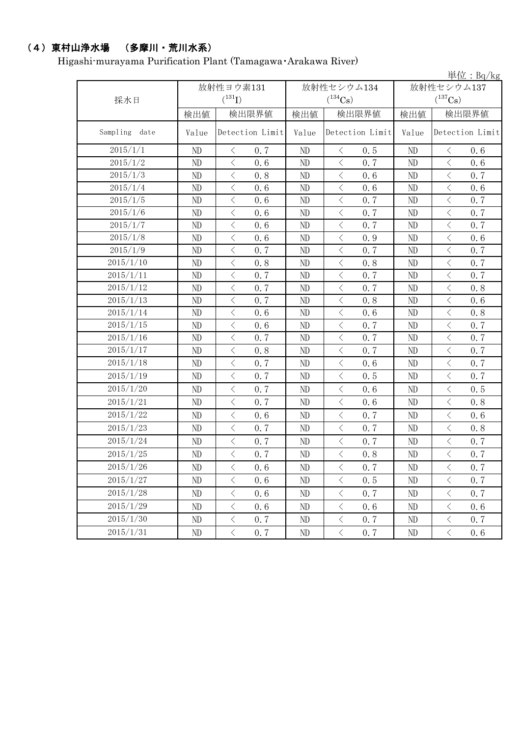## （4）東村山浄水場　（多摩川・荒川水系）

Higashi-murayama Purification Plant (Tamagawa･Arakawa River)

単位：Bq/kg

| 採水日 | 放射性ヨウ素131 ($^{131}$I) | | 放射性セシウム134 ($^{134}$Cs) | | 放射性セシウム137 ($^{137}$Cs) | |
|---|---|---|---|---|---|---|
| | 検出値 | 検出限界値 | 検出値 | 検出限界値 | 検出値 | 検出限界値 |
| Sampling date | Value | Detection Limit | Value | Detection Limit | Value | Detection Limit |
| 2015/1/1 | ND | ＜ 0.7 | ND | ＜ 0.5 | ND | ＜ 0.6 |
| 2015/1/2 | ND | ＜ 0.6 | ND | ＜ 0.7 | ND | ＜ 0.6 |
| 2015/1/3 | ND | ＜ 0.8 | ND | ＜ 0.6 | ND | ＜ 0.7 |
| 2015/1/4 | ND | ＜ 0.6 | ND | ＜ 0.6 | ND | ＜ 0.6 |
| 2015/1/5 | ND | ＜ 0.6 | ND | ＜ 0.7 | ND | ＜ 0.7 |
| 2015/1/6 | ND | ＜ 0.6 | ND | ＜ 0.7 | ND | ＜ 0.7 |
| 2015/1/7 | ND | ＜ 0.6 | ND | ＜ 0.7 | ND | ＜ 0.7 |
| 2015/1/8 | ND | ＜ 0.6 | ND | ＜ 0.9 | ND | ＜ 0.6 |
| 2015/1/9 | ND | ＜ 0.7 | ND | ＜ 0.7 | ND | ＜ 0.7 |
| 2015/1/10 | ND | ＜ 0.8 | ND | ＜ 0.8 | ND | ＜ 0.7 |
| 2015/1/11 | ND | ＜ 0.7 | ND | ＜ 0.7 | ND | ＜ 0.7 |
| 2015/1/12 | ND | ＜ 0.7 | ND | ＜ 0.7 | ND | ＜ 0.8 |
| 2015/1/13 | ND | ＜ 0.7 | ND | ＜ 0.8 | ND | ＜ 0.6 |
| 2015/1/14 | ND | ＜ 0.6 | ND | ＜ 0.6 | ND | ＜ 0.8 |
| 2015/1/15 | ND | ＜ 0.6 | ND | ＜ 0.7 | ND | ＜ 0.7 |
| 2015/1/16 | ND | ＜ 0.7 | ND | ＜ 0.7 | ND | ＜ 0.7 |
| 2015/1/17 | ND | ＜ 0.8 | ND | ＜ 0.7 | ND | ＜ 0.7 |
| 2015/1/18 | ND | ＜ 0.7 | ND | ＜ 0.6 | ND | ＜ 0.7 |
| 2015/1/19 | ND | ＜ 0.7 | ND | ＜ 0.5 | ND | ＜ 0.7 |
| 2015/1/20 | ND | ＜ 0.7 | ND | ＜ 0.6 | ND | ＜ 0.5 |
| 2015/1/21 | ND | ＜ 0.7 | ND | ＜ 0.6 | ND | ＜ 0.8 |
| 2015/1/22 | ND | ＜ 0.6 | ND | ＜ 0.7 | ND | ＜ 0.6 |
| 2015/1/23 | ND | ＜ 0.7 | ND | ＜ 0.7 | ND | ＜ 0.8 |
| 2015/1/24 | ND | ＜ 0.7 | ND | ＜ 0.7 | ND | ＜ 0.7 |
| 2015/1/25 | ND | ＜ 0.7 | ND | ＜ 0.8 | ND | ＜ 0.7 |
| 2015/1/26 | ND | ＜ 0.6 | ND | ＜ 0.7 | ND | ＜ 0.7 |
| 2015/1/27 | ND | ＜ 0.6 | ND | ＜ 0.5 | ND | ＜ 0.7 |
| 2015/1/28 | ND | ＜ 0.6 | ND | ＜ 0.7 | ND | ＜ 0.7 |
| 2015/1/29 | ND | ＜ 0.6 | ND | ＜ 0.6 | ND | ＜ 0.6 |
| 2015/1/30 | ND | ＜ 0.7 | ND | ＜ 0.7 | ND | ＜ 0.7 |
| 2015/1/31 | ND | ＜ 0.7 | ND | ＜ 0.7 | ND | ＜ 0.6 |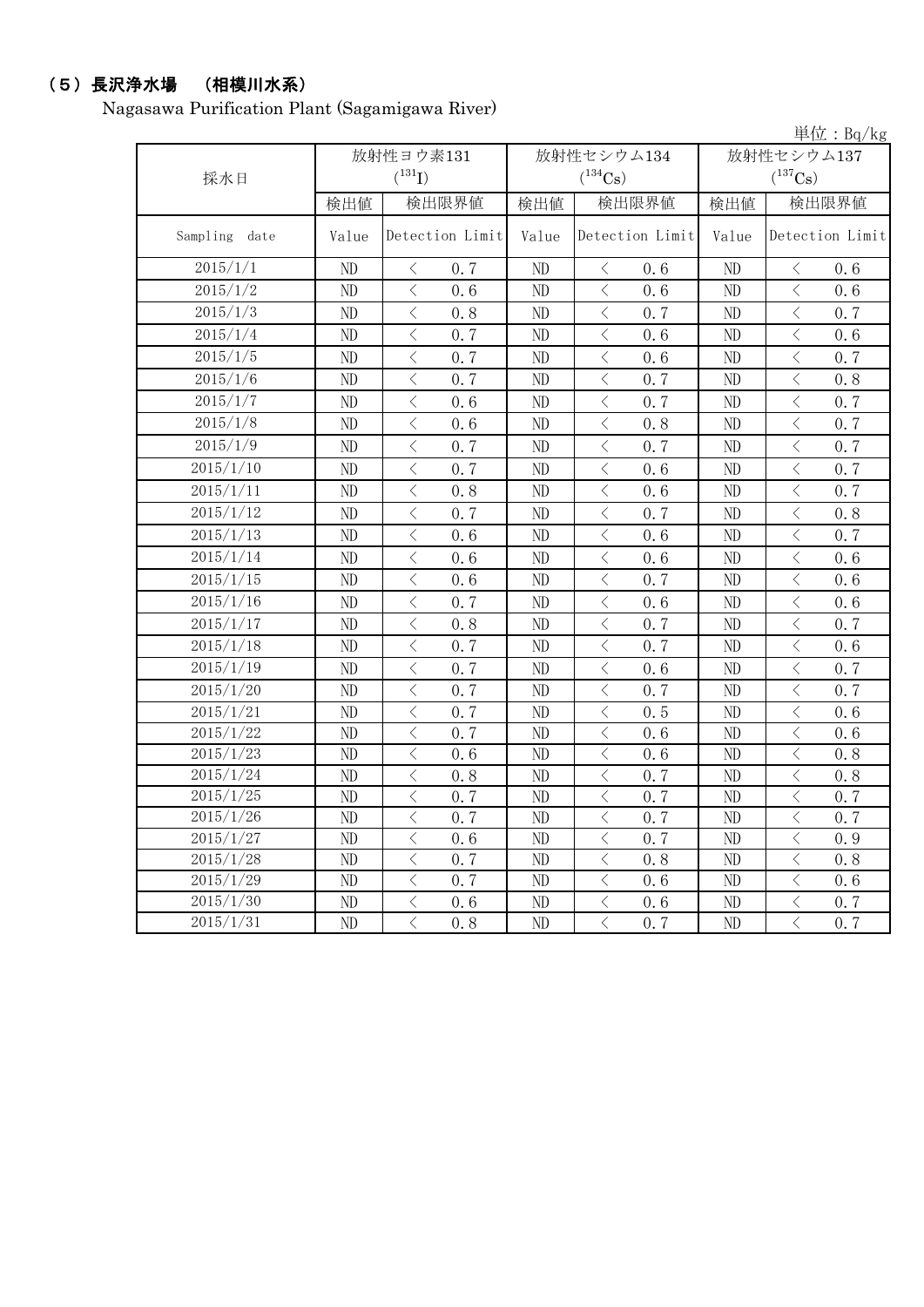## （5）長沢浄水場　（相模川水系）

Nagasawa Purification Plant (Sagamigawa River)

単位：Bq/kg

| 採水日 | 放射性ヨウ素131 ($^{131}I$) | | 放射性セシウム134 ($^{134}Cs$) | | 放射性セシウム137 ($^{137}Cs$) | |
|---|---|---|---|---|---|---|
| | 検出値 | 検出限界値 | 検出値 | 検出限界値 | 検出値 | 検出限界値 |
| Sampling date | Value | Detection Limit | Value | Detection Limit | Value | Detection Limit |
| 2015/1/1 | ND | ＜ 0.7 | ND | ＜ 0.6 | ND | ＜ 0.6 |
| 2015/1/2 | ND | ＜ 0.6 | ND | ＜ 0.6 | ND | ＜ 0.6 |
| 2015/1/3 | ND | ＜ 0.8 | ND | ＜ 0.7 | ND | ＜ 0.7 |
| 2015/1/4 | ND | ＜ 0.7 | ND | ＜ 0.6 | ND | ＜ 0.6 |
| 2015/1/5 | ND | ＜ 0.7 | ND | ＜ 0.6 | ND | ＜ 0.7 |
| 2015/1/6 | ND | ＜ 0.7 | ND | ＜ 0.7 | ND | ＜ 0.8 |
| 2015/1/7 | ND | ＜ 0.6 | ND | ＜ 0.7 | ND | ＜ 0.7 |
| 2015/1/8 | ND | ＜ 0.6 | ND | ＜ 0.8 | ND | ＜ 0.7 |
| 2015/1/9 | ND | ＜ 0.7 | ND | ＜ 0.7 | ND | ＜ 0.7 |
| 2015/1/10 | ND | ＜ 0.7 | ND | ＜ 0.6 | ND | ＜ 0.7 |
| 2015/1/11 | ND | ＜ 0.8 | ND | ＜ 0.6 | ND | ＜ 0.7 |
| 2015/1/12 | ND | ＜ 0.7 | ND | ＜ 0.7 | ND | ＜ 0.8 |
| 2015/1/13 | ND | ＜ 0.6 | ND | ＜ 0.6 | ND | ＜ 0.7 |
| 2015/1/14 | ND | ＜ 0.6 | ND | ＜ 0.6 | ND | ＜ 0.6 |
| 2015/1/15 | ND | ＜ 0.6 | ND | ＜ 0.7 | ND | ＜ 0.6 |
| 2015/1/16 | ND | ＜ 0.7 | ND | ＜ 0.6 | ND | ＜ 0.6 |
| 2015/1/17 | ND | ＜ 0.8 | ND | ＜ 0.7 | ND | ＜ 0.7 |
| 2015/1/18 | ND | ＜ 0.7 | ND | ＜ 0.7 | ND | ＜ 0.6 |
| 2015/1/19 | ND | ＜ 0.7 | ND | ＜ 0.6 | ND | ＜ 0.7 |
| 2015/1/20 | ND | ＜ 0.7 | ND | ＜ 0.7 | ND | ＜ 0.7 |
| 2015/1/21 | ND | ＜ 0.7 | ND | ＜ 0.5 | ND | ＜ 0.6 |
| 2015/1/22 | ND | ＜ 0.7 | ND | ＜ 0.6 | ND | ＜ 0.6 |
| 2015/1/23 | ND | ＜ 0.6 | ND | ＜ 0.6 | ND | ＜ 0.8 |
| 2015/1/24 | ND | ＜ 0.8 | ND | ＜ 0.7 | ND | ＜ 0.8 |
| 2015/1/25 | ND | ＜ 0.7 | ND | ＜ 0.7 | ND | ＜ 0.7 |
| 2015/1/26 | ND | ＜ 0.7 | ND | ＜ 0.7 | ND | ＜ 0.7 |
| 2015/1/27 | ND | ＜ 0.6 | ND | ＜ 0.7 | ND | ＜ 0.9 |
| 2015/1/28 | ND | ＜ 0.7 | ND | ＜ 0.8 | ND | ＜ 0.8 |
| 2015/1/29 | ND | ＜ 0.7 | ND | ＜ 0.6 | ND | ＜ 0.6 |
| 2015/1/30 | ND | ＜ 0.6 | ND | ＜ 0.6 | ND | ＜ 0.7 |
| 2015/1/31 | ND | ＜ 0.8 | ND | ＜ 0.7 | ND | ＜ 0.7 |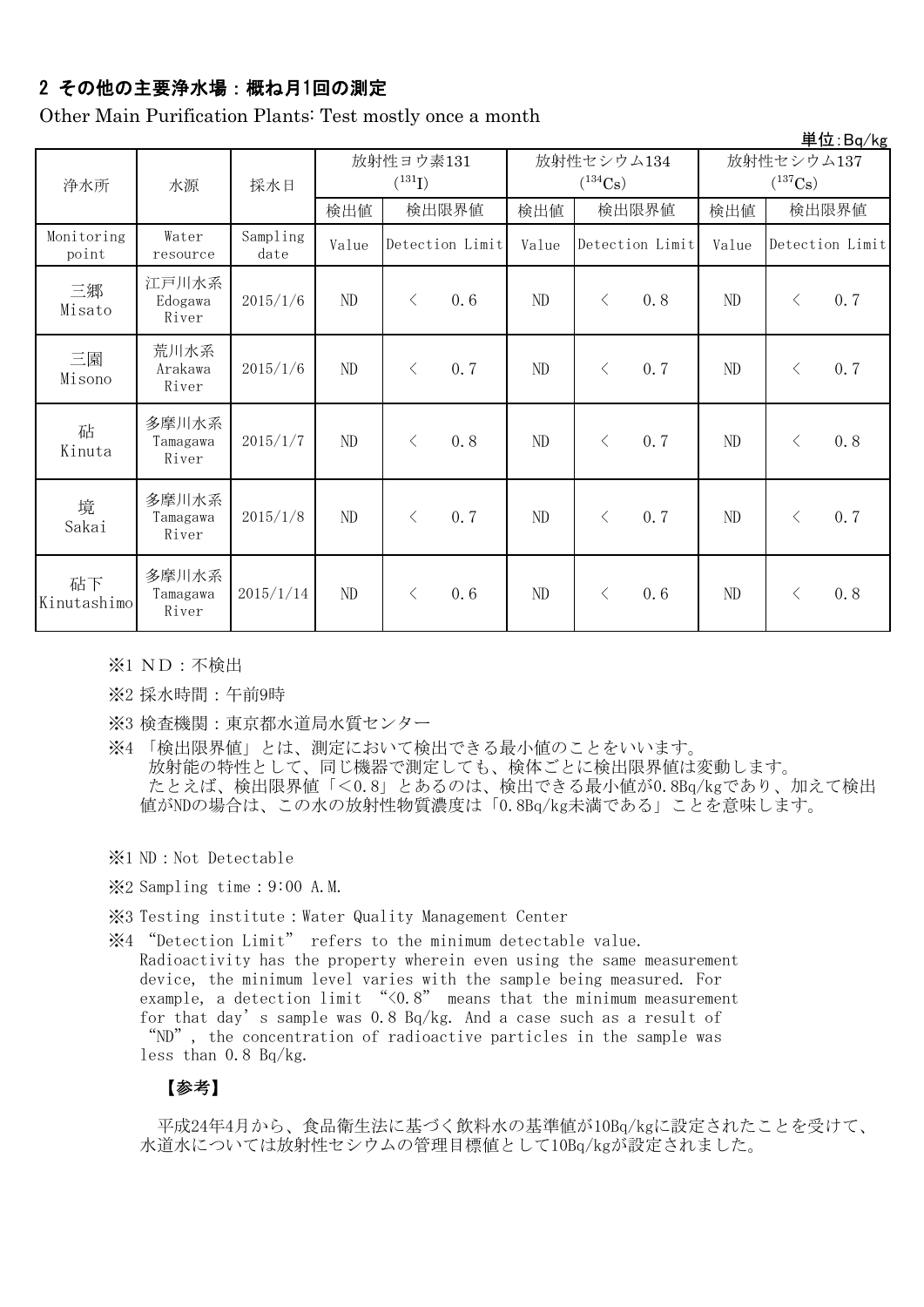## 2 その他の主要浄水場：概ね月1回の測定

Other Main Purification Plants: Test mostly once a month

単位：Bq/kg

| 浄水所 | 水源 | 採水日 | 放射性ヨウ素131 ($^{131}I$) | | 放射性セシウム134 ($^{134}Cs$) | | 放射性セシウム137 ($^{137}Cs$) | |
|---|---|---|---|---|---|---|---|---|
| | | | 検出値 | 検出限界値 | 検出値 | 検出限界値 | 検出値 | 検出限界値 |
| Monitoring point | Water resource | Sampling date | Value | Detection Limit | Value | Detection Limit | Value | Detection Limit |
| 三郷 Misato | 江戸川水系 Edogawa River | 2015/1/6 | ND | ＜ 0.6 | ND | ＜ 0.8 | ND | ＜ 0.7 |
| 三園 Misono | 荒川水系 Arakawa River | 2015/1/6 | ND | ＜ 0.7 | ND | ＜ 0.7 | ND | ＜ 0.7 |
| 砧 Kinuta | 多摩川水系 Tamagawa River | 2015/1/7 | ND | ＜ 0.8 | ND | ＜ 0.7 | ND | ＜ 0.8 |
| 境 Sakai | 多摩川水系 Tamagawa River | 2015/1/8 | ND | ＜ 0.7 | ND | ＜ 0.7 | ND | ＜ 0.7 |
| 砧下 Kinutashimo | 多摩川水系 Tamagawa River | 2015/1/14 | ND | ＜ 0.6 | ND | ＜ 0.6 | ND | ＜ 0.8 |

※1 ＮＤ：不検出

※2 採水時間：午前9時

※3 検査機関：東京都水道局水質センター

※4 「検出限界値」とは、測定において検出できる最小値のことをいいます。
放射能の特性として、同じ機器で測定しても、検体ごとに検出限界値は変動します。
たとえば、検出限界値「＜0.8」とあるのは、検出できる最小値が0.8Bq/kgであり、加えて検出値がNDの場合は、この水の放射性物質濃度は「0.8Bq/kg未満である」ことを意味します。

※1 ND：Not Detectable

※2 Sampling time：9:00 A.M.

※3 Testing institute：Water Quality Management Center

※4 "Detection Limit" refers to the minimum detectable value.
Radioactivity has the property wherein even using the same measurement device, the minimum level varies with the sample being measured. For example, a detection limit "<0.8" means that the minimum measurement for that day's sample was 0.8 Bq/kg. And a case such as a result of "ND", the concentration of radioactive particles in the sample was less than 0.8 Bq/kg.

### 【参考】

平成24年4月から、食品衛生法に基づく飲料水の基準値が10Bq/kgに設定されたことを受けて、水道水については放射性セシウムの管理目標値として10Bq/kgが設定されました。